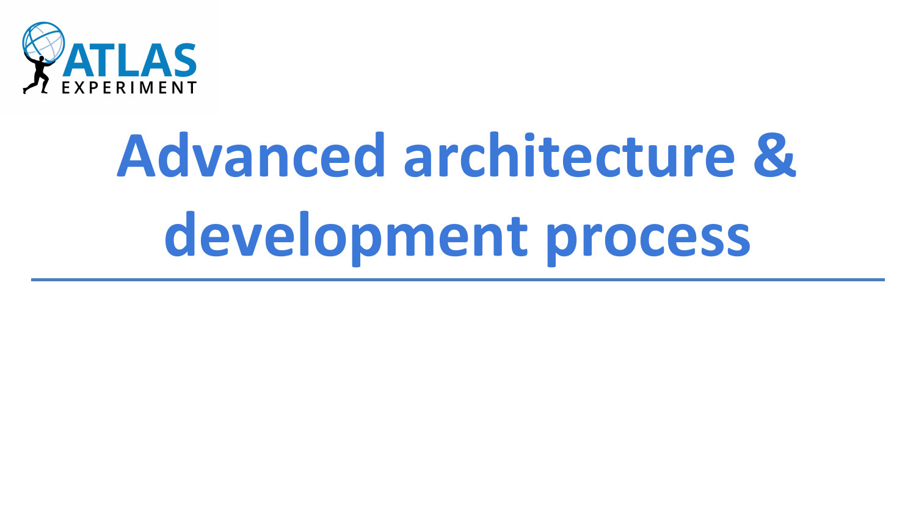# Advanced architecture & development process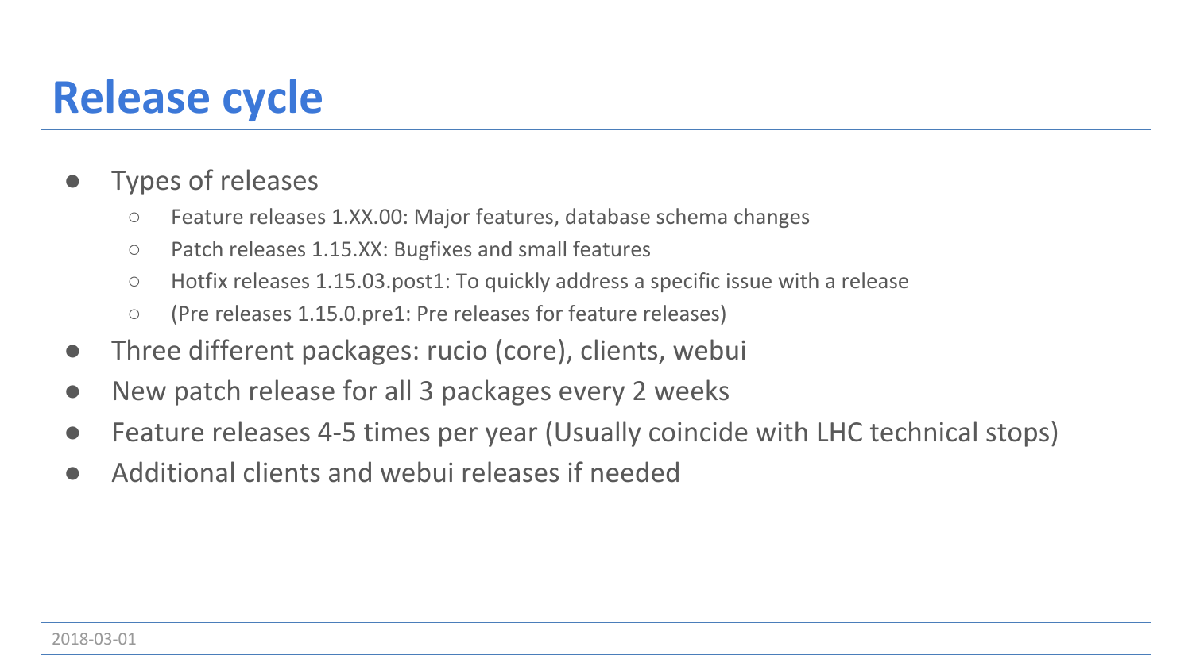# Release cycle

- Types of releases
  - Feature releases 1.XX.00: Major features, database schema changes
  - Patch releases 1.15.XX: Bugfixes and small features
  - Hotfix releases 1.15.03.post1: To quickly address a specific issue with a release
  - (Pre releases 1.15.0.pre1: Pre releases for feature releases)
- Three different packages: rucio (core), clients, webui
- New patch release for all 3 packages every 2 weeks
- Feature releases 4-5 times per year (Usually coincide with LHC technical stops)
- Additional clients and webui releases if needed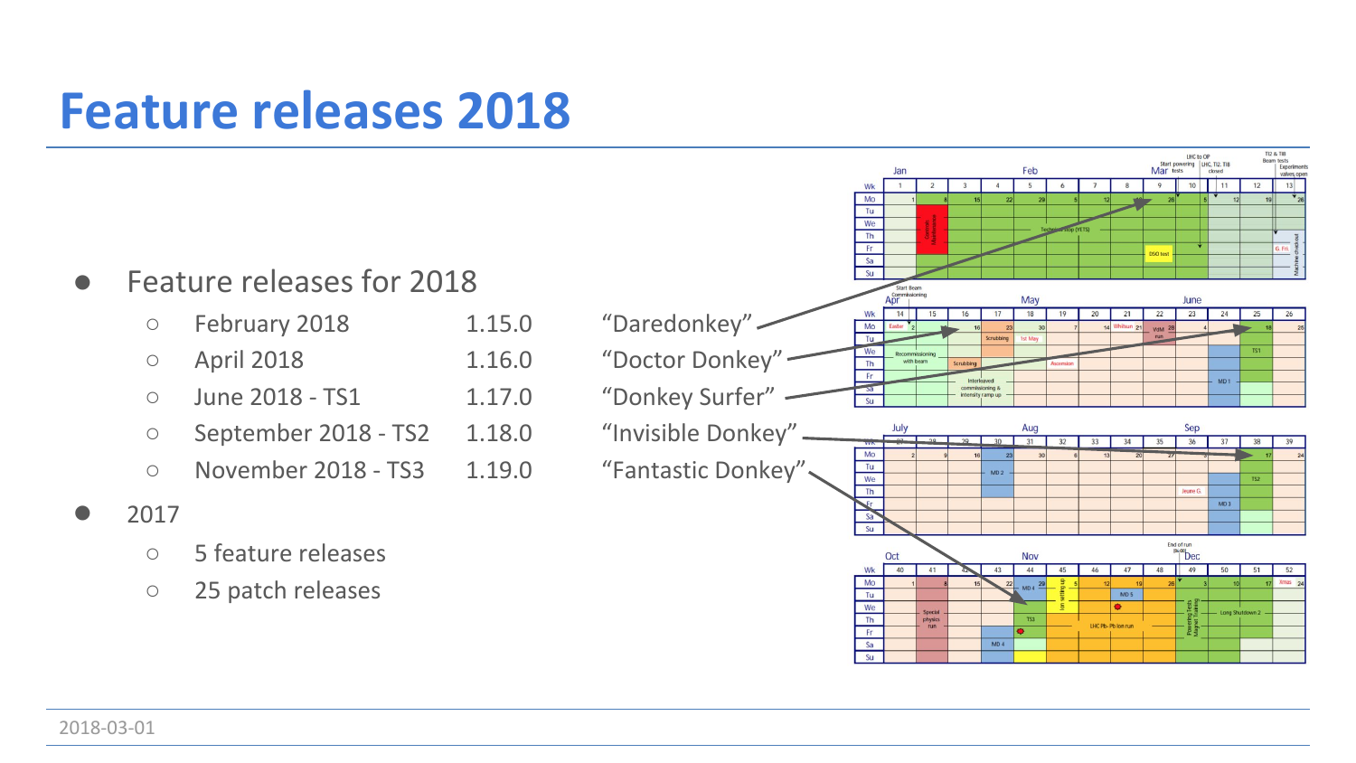# Feature releases 2018

- Feature releases for 2018
  - February 2018 — 1.15.0 — "Daredonkey"
  - April 2018 — 1.16.0 — "Doctor Donkey"
  - June 2018 - TS1 — 1.17.0 — "Donkey Surfer"
  - September 2018 - TS2 — 1.18.0 — "Invisible Donkey"
  - November 2018 - TS3 — 1.19.0 — "Fantastic Donkey"
- 2017
  - 5 feature releases
  - 25 patch releases

2018-03-01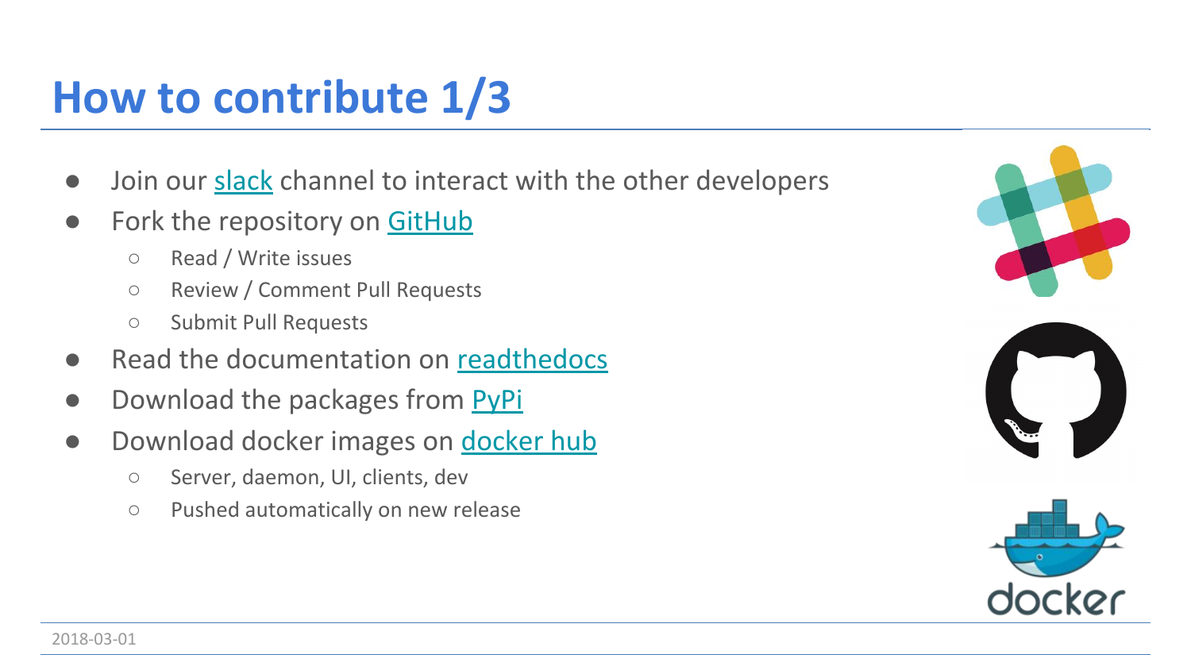# How to contribute 1/3

- Join our slack channel to interact with the other developers
- Fork the repository on GitHub
  - Read / Write issues
  - Review / Comment Pull Requests
  - Submit Pull Requests
- Read the documentation on readthedocs
- Download the packages from PyPi
- Download docker images on docker hub
  - Server, daemon, UI, clients, dev
  - Pushed automatically on new release

2018-03-01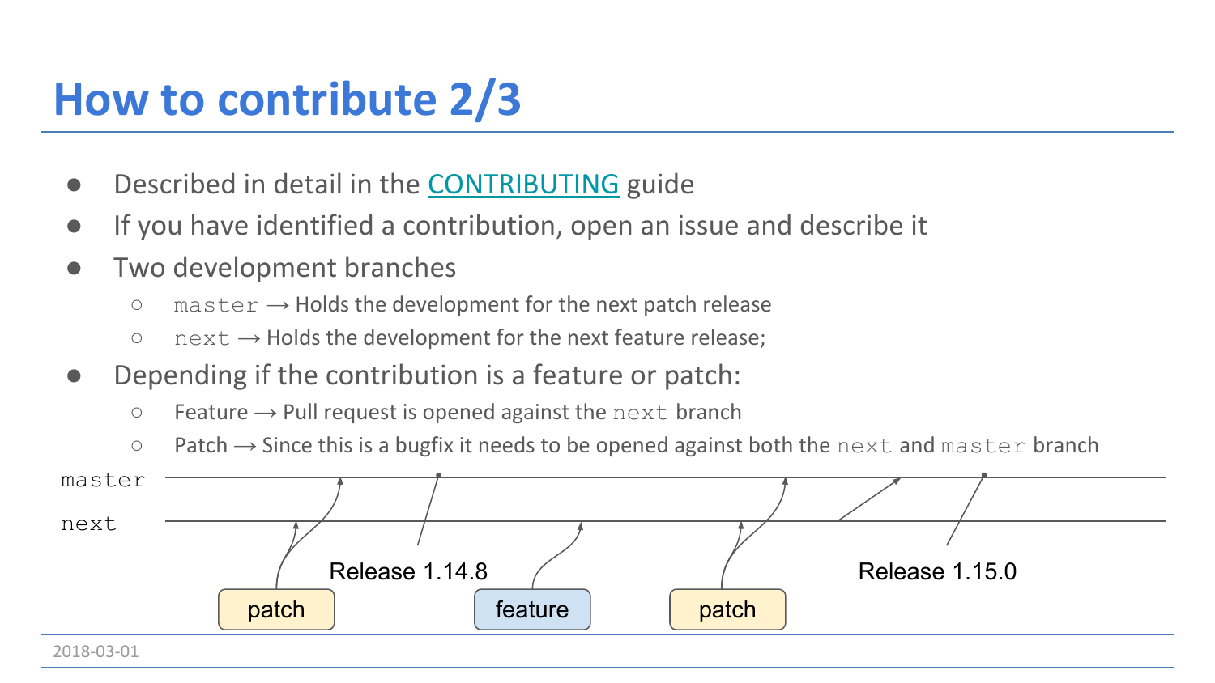# How to contribute 2/3

- Described in detail in the CONTRIBUTING guide
- If you have identified a contribution, open an issue and describe it
- Two development branches
  - `master` → Holds the development for the next patch release
  - `next` → Holds the development for the next feature release;
- Depending if the contribution is a feature or patch:
  - Feature → Pull request is opened against the `next` branch
  - Patch → Since this is a bugfix it needs to be opened against both the `next` and `master` branch

master

next

Release 1.14.8

Release 1.15.0

patch

feature

patch

2018-03-01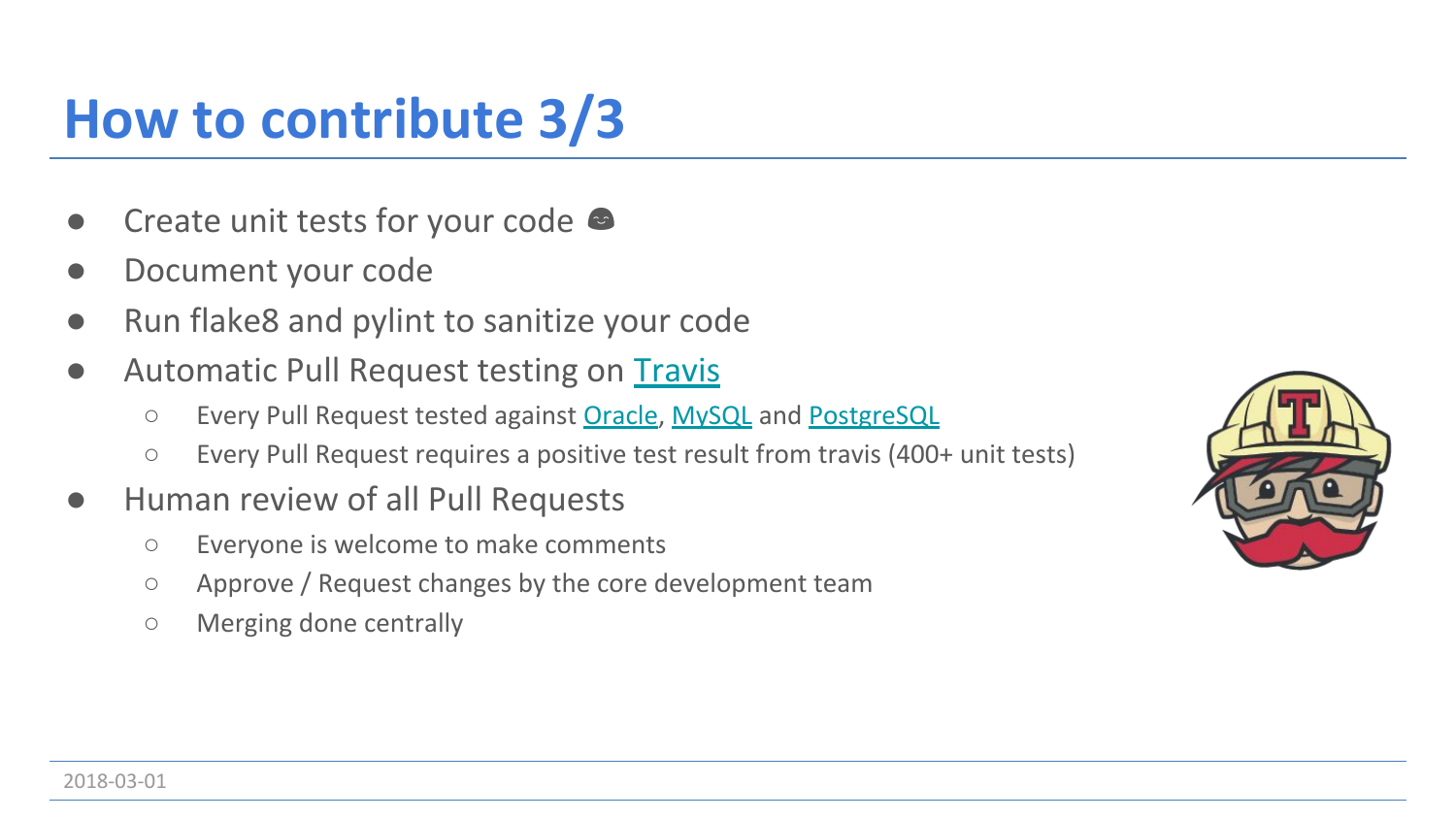# How to contribute 3/3

- Create unit tests for your code 😊
- Document your code
- Run flake8 and pylint to sanitize your code
- Automatic Pull Request testing on Travis
  - Every Pull Request tested against Oracle, MySQL and PostgreSQL
  - Every Pull Request requires a positive test result from travis (400+ unit tests)
- Human review of all Pull Requests
  - Everyone is welcome to make comments
  - Approve / Request changes by the core development team
  - Merging done centrally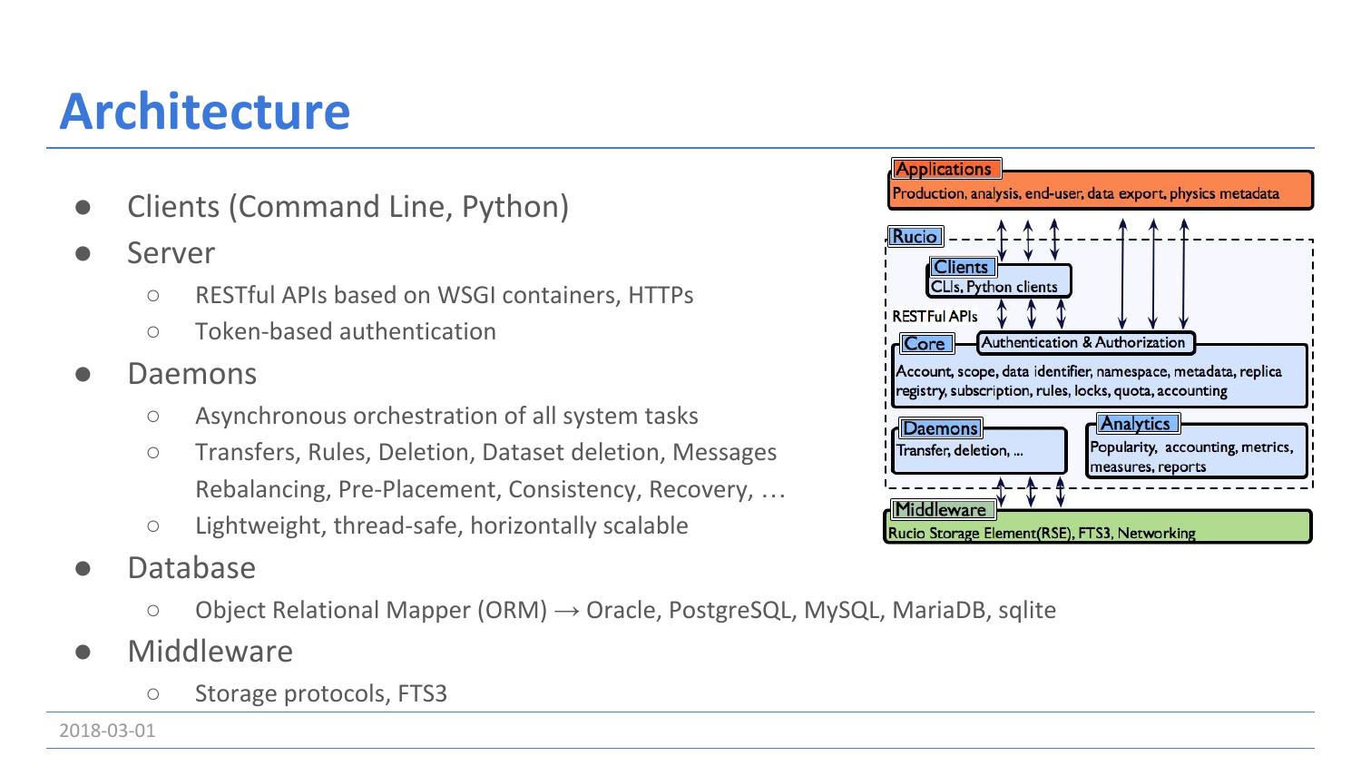# Architecture

- Clients (Command Line, Python)
- Server
  - RESTful APIs based on WSGI containers, HTTPs
  - Token-based authentication
- Daemons
  - Asynchronous orchestration of all system tasks
  - Transfers, Rules, Deletion, Dataset deletion, Messages Rebalancing, Pre-Placement, Consistency, Recovery, …
  - Lightweight, thread-safe, horizontally scalable
- Database
  - Object Relational Mapper (ORM) → Oracle, PostgreSQL, MySQL, MariaDB, sqlite
- Middleware
  - Storage protocols, FTS3

**Applications**
Production, analysis, end-user, data export, physics metadata

**Rucio**

**Clients**
CLIs, Python clients

RESTFul APIs

**Core** — **Authentication & Authorization**
Account, scope, data identifier, namespace, metadata, replica registry, subscription, rules, locks, quota, accounting

**Daemons**
Transfer, deletion, ...

**Analytics**
Popularity, accounting, metrics, measures, reports

**Middleware**
Rucio Storage Element(RSE), FTS3, Networking

2018-03-01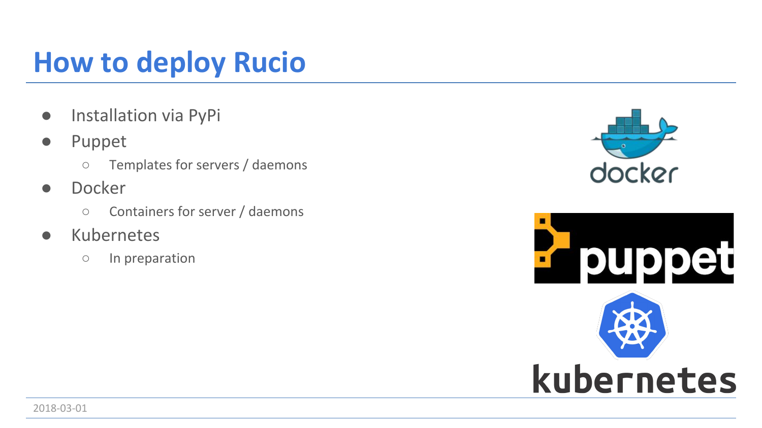# How to deploy Rucio

- Installation via PyPi
- Puppet
  - Templates for servers / daemons
- Docker
  - Containers for server / daemons
- Kubernetes
  - In preparation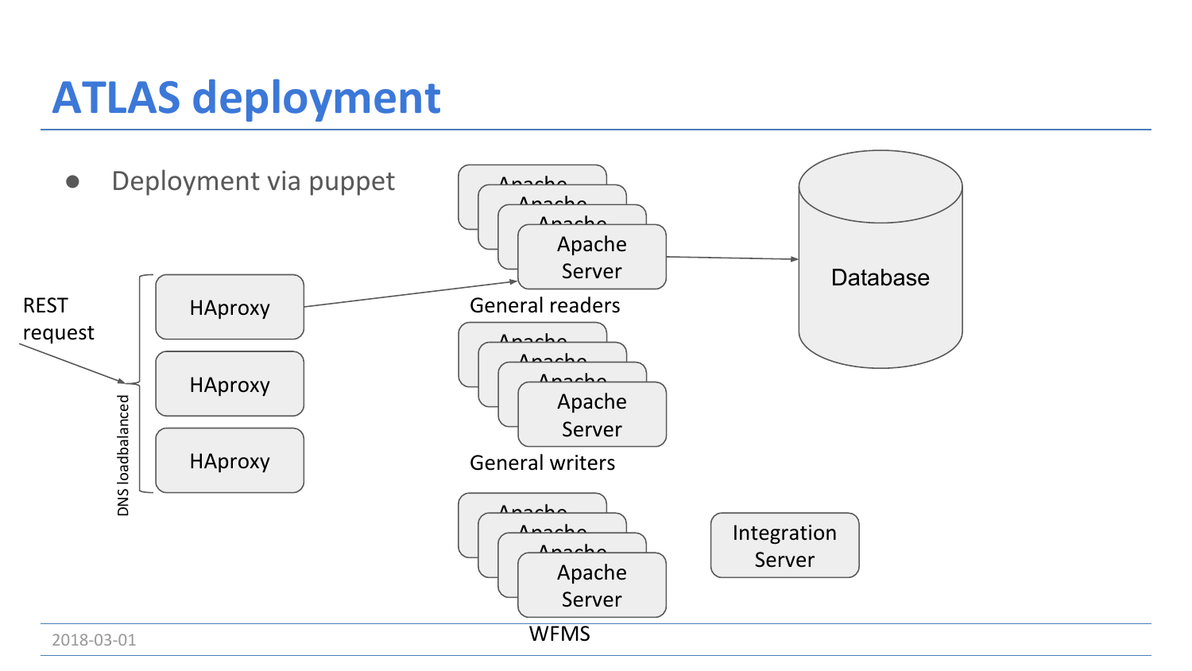# ATLAS deployment

- Deployment via puppet

REST request

DNS loadbalanced

HAproxy

HAproxy

HAproxy

Apache Server

General readers

Apache Server

General writers

Apache Server

WFMS

Database

Integration Server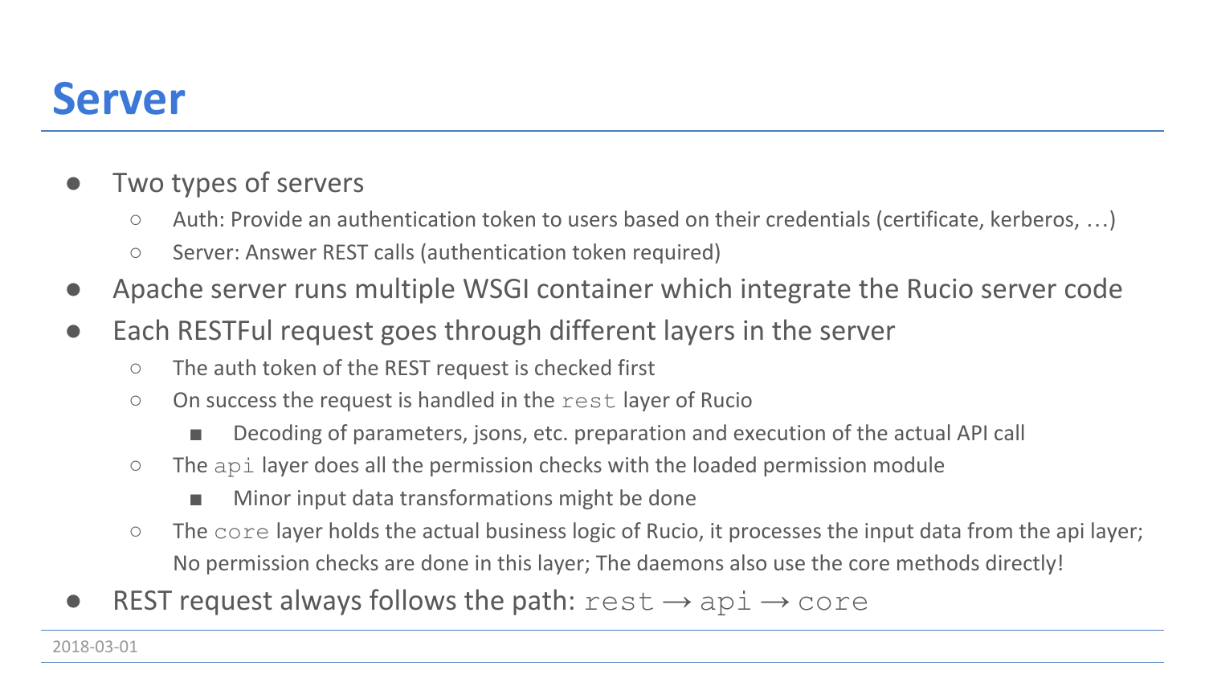# Server

- Two types of servers
  - Auth: Provide an authentication token to users based on their credentials (certificate, kerberos, …)
  - Server: Answer REST calls (authentication token required)
- Apache server runs multiple WSGI container which integrate the Rucio server code
- Each RESTFul request goes through different layers in the server
  - The auth token of the REST request is checked first
  - On success the request is handled in the `rest` layer of Rucio
    - Decoding of parameters, jsons, etc. preparation and execution of the actual API call
  - The `api` layer does all the permission checks with the loaded permission module
    - Minor input data transformations might be done
  - The `core` layer holds the actual business logic of Rucio, it processes the input data from the api layer; No permission checks are done in this layer; The daemons also use the core methods directly!
- REST request always follows the path: `rest` → `api` → `core`

2018-03-01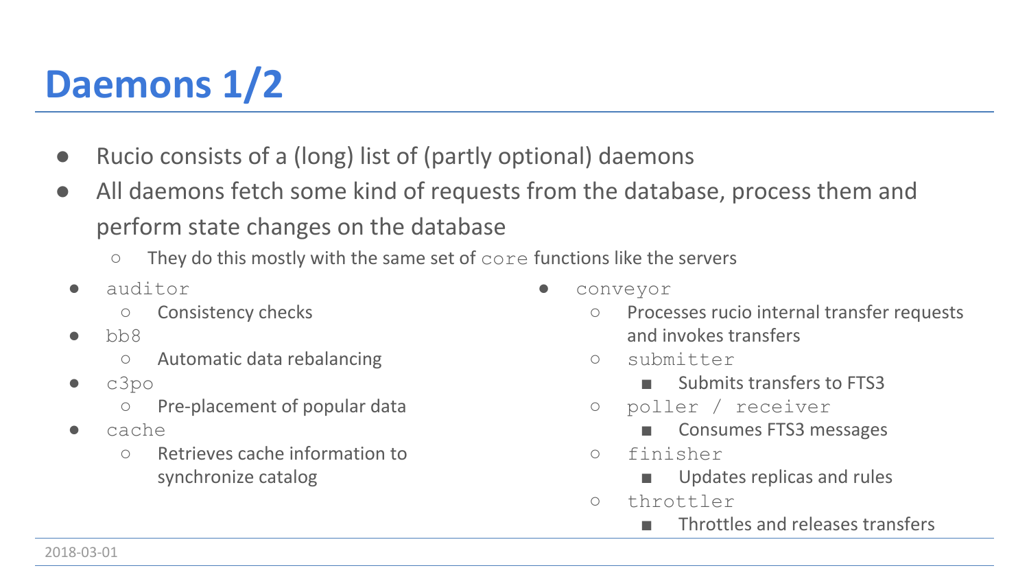# Daemons 1/2

- Rucio consists of a (long) list of (partly optional) daemons
- All daemons fetch some kind of requests from the database, process them and perform state changes on the database
  - They do this mostly with the same set of `core` functions like the servers

- `auditor`
  - Consistency checks
- `bb8`
  - Automatic data rebalancing
- `c3po`
  - Pre-placement of popular data
- `cache`
  - Retrieves cache information to synchronize catalog
- `conveyor`
  - Processes rucio internal transfer requests and invokes transfers
  - `submitter`
    - Submits transfers to FTS3
  - `poller / receiver`
    - Consumes FTS3 messages
  - `finisher`
    - Updates replicas and rules
  - `throttler`
    - Throttles and releases transfers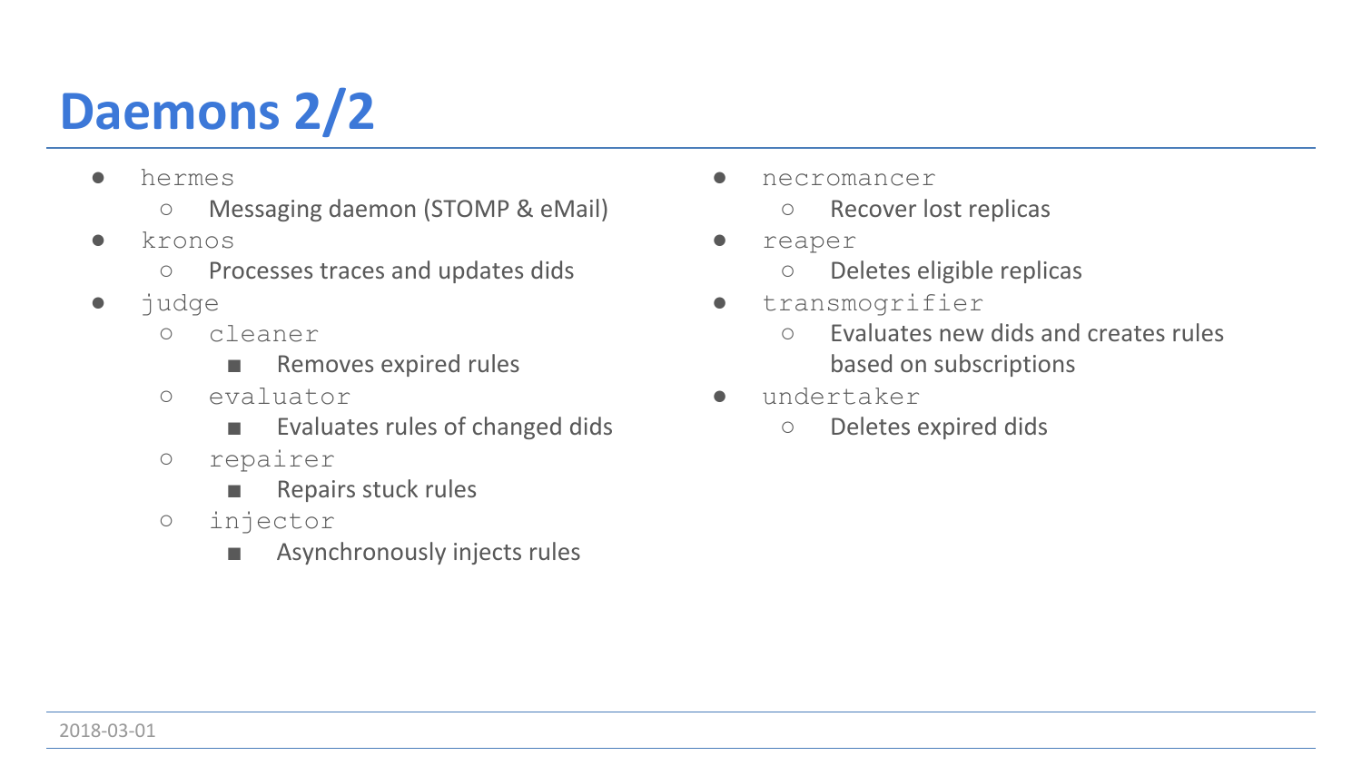# Daemons 2/2

- `hermes`
  - Messaging daemon (STOMP & eMail)
- `kronos`
  - Processes traces and updates dids
- `judge`
  - `cleaner`
    - Removes expired rules
  - `evaluator`
    - Evaluates rules of changed dids
  - `repairer`
    - Repairs stuck rules
  - `injector`
    - Asynchronously injects rules
- `necromancer`
  - Recover lost replicas
- `reaper`
  - Deletes eligible replicas
- `transmogrifier`
  - Evaluates new dids and creates rules based on subscriptions
- `undertaker`
  - Deletes expired dids

2018-03-01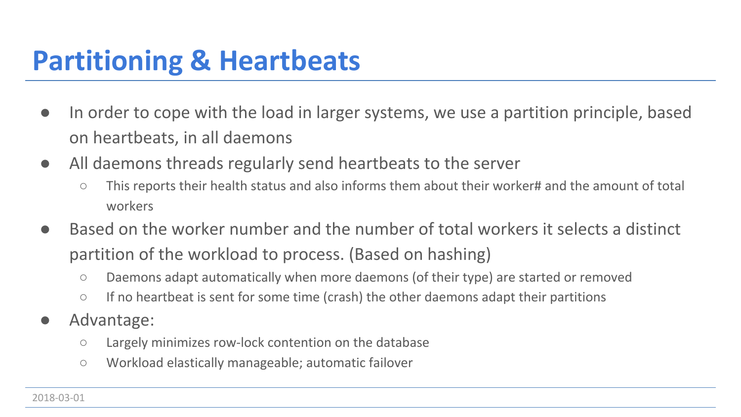# Partitioning & Heartbeats

- In order to cope with the load in larger systems, we use a partition principle, based on heartbeats, in all daemons
- All daemons threads regularly send heartbeats to the server
  - This reports their health status and also informs them about their worker# and the amount of total workers
- Based on the worker number and the number of total workers it selects a distinct partition of the workload to process. (Based on hashing)
  - Daemons adapt automatically when more daemons (of their type) are started or removed
  - If no heartbeat is sent for some time (crash) the other daemons adapt their partitions
- Advantage:
  - Largely minimizes row-lock contention on the database
  - Workload elastically manageable; automatic failover